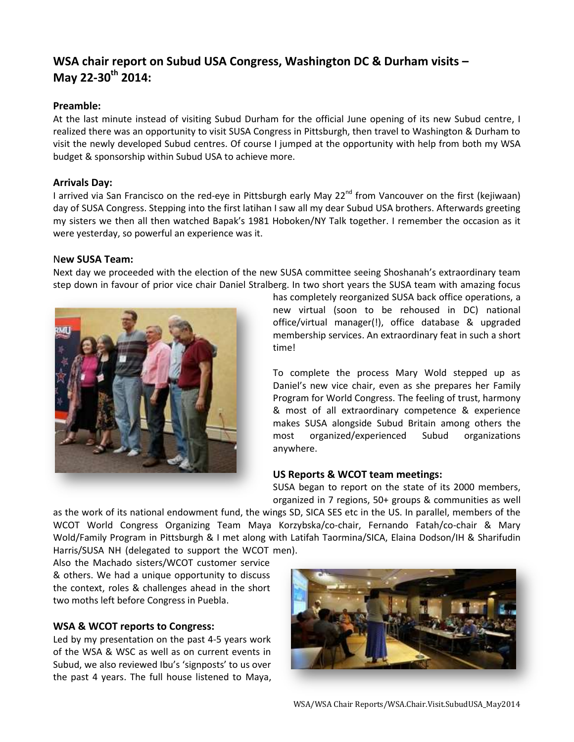## WSA chair report on Subud USA Congress, Washington DC & Durham visits – May 22-30th 2014:

### Preamble:

At the last minute instead of visiting Subud Durham for the official June opening of its new Subud centre, I realized there was an opportunity to visit SUSA Congress in Pittsburgh, then travel to Washington & Durham to visit the newly developed Subud centres. Of course I jumped at the opportunity with help from both my WSA budget & sponsorship within Subud USA to achieve more.

### Arrivals Day:

I arrived via San Francisco on the red-eye in Pittsburgh early May 22nd from Vancouver on the first (kejiwaan) day of SUSA Congress. Stepping into the first latihan I saw all my dear Subud USA brothers. Afterwards greeting my sisters we then all then watched Bapak's 1981 Hoboken/NY Talk together. I remember the occasion as it were yesterday, so powerful an experience was it.

### New SUSA Team:

Next day we proceeded with the election of the new SUSA committee seeing Shoshanah's extraordinary team step down in favour of prior vice chair Daniel Stralberg. In two short years the SUSA team with amazing focus has completely reorganized SUSA back office operations, a new virtual (soon to be rehoused in DC) national office/virtual manager(!), office database & upgraded membership services. An extraordinary feat in such a short time!

To complete the process Mary Wold stepped up as Daniel's new vice chair, even as she prepares her Family Program for World Congress. The feeling of trust, harmony & most of all extraordinary competence & experience makes SUSA alongside Subud Britain among others the most organized/experienced Subud organizations anywhere.

### US Reports & WCOT team meetings:

SUSA began to report on the state of its 2000 members, organized in 7 regions, 50+ groups & communities as well as the work of its national endowment fund, the wings SD, SICA SES etc in the US. In parallel, members of the WCOT World Congress Organizing Team Maya Korzybska/co-chair, Fernando Fatah/co-chair & Mary Wold/Family Program in Pittsburgh & I met along with Latifah Taormina/SICA, Elaina Dodson/IH & Sharifudin Harris/SUSA NH (delegated to support the WCOT men).

Also the Machado sisters/WCOT customer service & others. We had a unique opportunity to discuss the context, roles & challenges ahead in the short two moths left before Congress in Puebla.

### WSA & WCOT reports to Congress:

Led by my presentation on the past 4-5 years work of the WSA & WSC as well as on current events in Subud, we also reviewed Ibu's 'signposts' to us over the past 4 years. The full house listened to Maya,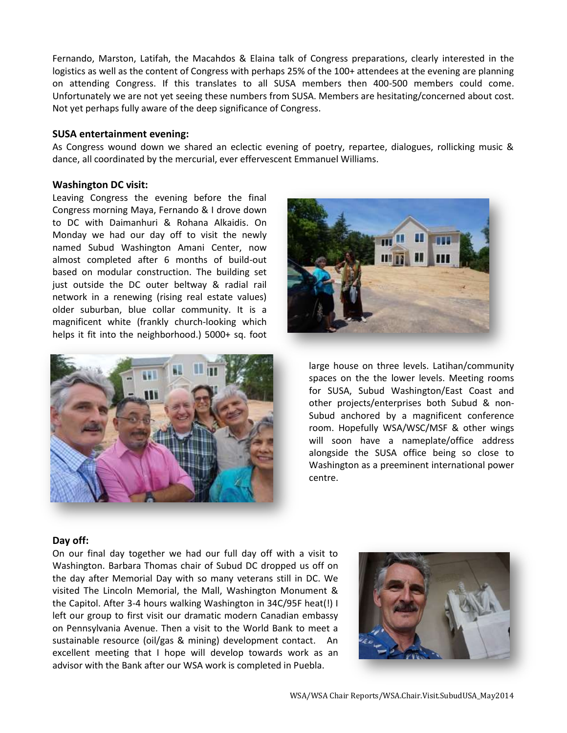Fernando, Marston, Latifah, the Macahdos & Elaina talk of Congress preparations, clearly interested in the logistics as well as the content of Congress with perhaps 25% of the 100+ attendees at the evening are planning on attending Congress. If this translates to all SUSA members then 400-500 members could come. Unfortunately we are not yet seeing these numbers from SUSA. Members are hesitating/concerned about cost. Not yet perhaps fully aware of the deep significance of Congress.

### SUSA entertainment evening:

As Congress wound down we shared an eclectic evening of poetry, repartee, dialogues, rollicking music & dance, all coordinated by the mercurial, ever effervescent Emmanuel Williams.

### Washington DC visit:

Leaving Congress the evening before the final Congress morning Maya, Fernando & I drove down to DC with Daimanhuri & Rohana Alkaidis. On Monday we had our day off to visit the newly named Subud Washington Amani Center, now almost completed after 6 months of build-out based on modular construction. The building set just outside the DC outer beltway & radial rail network in a renewing (rising real estate values) older suburban, blue collar community. It is a magnificent white (frankly church-looking which helps it fit into the neighborhood.) 5000+ sq. foot large house on three levels. Latihan/community spaces on the the lower levels. Meeting rooms for SUSA, Subud Washington/East Coast and other projects/enterprises both Subud & non-Subud anchored by a magnificent conference room. Hopefully WSA/WSC/MSF & other wings will soon have a nameplate/office address alongside the SUSA office being so close to Washington as a preeminent international power centre.

### Day off:

On our final day together we had our full day off with a visit to Washington. Barbara Thomas chair of Subud DC dropped us off on the day after Memorial Day with so many veterans still in DC. We visited The Lincoln Memorial, the Mall, Washington Monument & the Capitol. After 3-4 hours walking Washington in 34C/95F heat(!) I left our group to first visit our dramatic modern Canadian embassy on Pennsylvania Avenue. Then a visit to the World Bank to meet a sustainable resource (oil/gas & mining) development contact. An excellent meeting that I hope will develop towards work as an advisor with the Bank after our WSA work is completed in Puebla.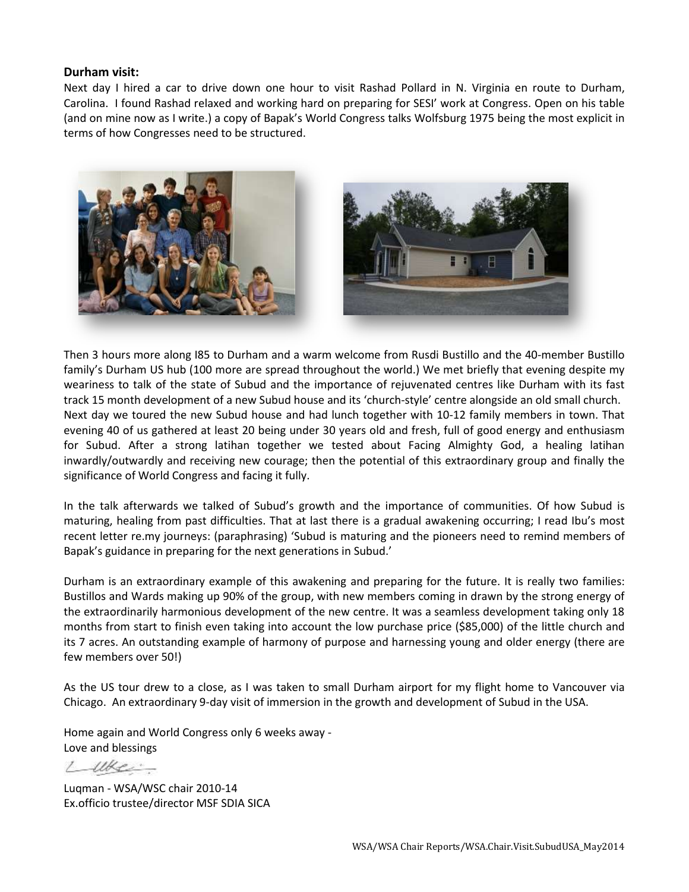**Durham visit:**

Next day I hired a car to drive down one hour to visit Rashad Pollard in N. Virginia en route to Durham, Carolina. I found Rashad relaxed and working hard on preparing for SESI' work at Congress. Open on his table (and on mine now as I write.) a copy of Bapak's World Congress talks Wolfsburg 1975 being the most explicit in terms of how Congresses need to be structured.

Then 3 hours more along I85 to Durham and a warm welcome from Rusdi Bustillo and the 40-member Bustillo family's Durham US hub (100 more are spread throughout the world.) We met briefly that evening despite my weariness to talk of the state of Subud and the importance of rejuvenated centres like Durham with its fast track 15 month development of a new Subud house and its 'church-style' centre alongside an old small church. Next day we toured the new Subud house and had lunch together with 10-12 family members in town. That evening 40 of us gathered at least 20 being under 30 years old and fresh, full of good energy and enthusiasm for Subud. After a strong latihan together we tested about Facing Almighty God, a healing latihan inwardly/outwardly and receiving new courage; then the potential of this extraordinary group and finally the significance of World Congress and facing it fully.

In the talk afterwards we talked of Subud's growth and the importance of communities. Of how Subud is maturing, healing from past difficulties. That at last there is a gradual awakening occurring; I read Ibu's most recent letter re.my journeys: (paraphrasing) 'Subud is maturing and the pioneers need to remind members of Bapak's guidance in preparing for the next generations in Subud.'

Durham is an extraordinary example of this awakening and preparing for the future. It is really two families: Bustillos and Wards making up 90% of the group, with new members coming in drawn by the strong energy of the extraordinarily harmonious development of the new centre. It was a seamless development taking only 18 months from start to finish even taking into account the low purchase price ($85,000) of the little church and its 7 acres. An outstanding example of harmony of purpose and harnessing young and older energy (there are few members over 50!)

As the US tour drew to a close, as I was taken to small Durham airport for my flight home to Vancouver via Chicago. An extraordinary 9-day visit of immersion in the growth and development of Subud in the USA.

Home again and World Congress only 6 weeks away -
Love and blessings

Luqman - WSA/WSC chair 2010-14
Ex.officio trustee/director MSF SDIA SICA